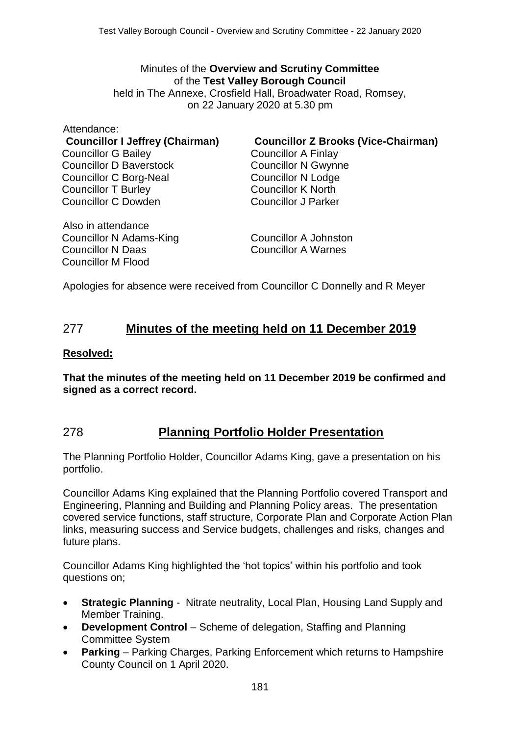Minutes of the **Overview and Scrutiny Committee**
of the **Test Valley Borough Council**
held in The Annexe, Crosfield Hall, Broadwater Road, Romsey,
on 22 January 2020 at 5.30 pm

Attendance:

**Councillor I Jeffrey (Chairman)**
**Councillor Z Brooks (Vice-Chairman)**
Councillor G Bailey
Councillor D Baverstock
Councillor C Borg-Neal
Councillor T Burley
Councillor C Dowden
Councillor A Finlay
Councillor N Gwynne
Councillor N Lodge
Councillor K North
Councillor J Parker

Also in attendance
Councillor N Adams-King
Councillor N Daas
Councillor M Flood
Councillor A Johnston
Councillor A Warnes

Apologies for absence were received from Councillor C Donnelly and R Meyer

## 277 Minutes of the meeting held on 11 December 2019

**Resolved:**

**That the minutes of the meeting held on 11 December 2019 be confirmed and signed as a correct record.**

## 278 Planning Portfolio Holder Presentation

The Planning Portfolio Holder, Councillor Adams King, gave a presentation on his portfolio.

Councillor Adams King explained that the Planning Portfolio covered Transport and Engineering, Planning and Building and Planning Policy areas. The presentation covered service functions, staff structure, Corporate Plan and Corporate Action Plan links, measuring success and Service budgets, challenges and risks, changes and future plans.

Councillor Adams King highlighted the 'hot topics' within his portfolio and took questions on;

- **Strategic Planning** - Nitrate neutrality, Local Plan, Housing Land Supply and Member Training.
- **Development Control** – Scheme of delegation, Staffing and Planning Committee System
- **Parking** – Parking Charges, Parking Enforcement which returns to Hampshire County Council on 1 April 2020.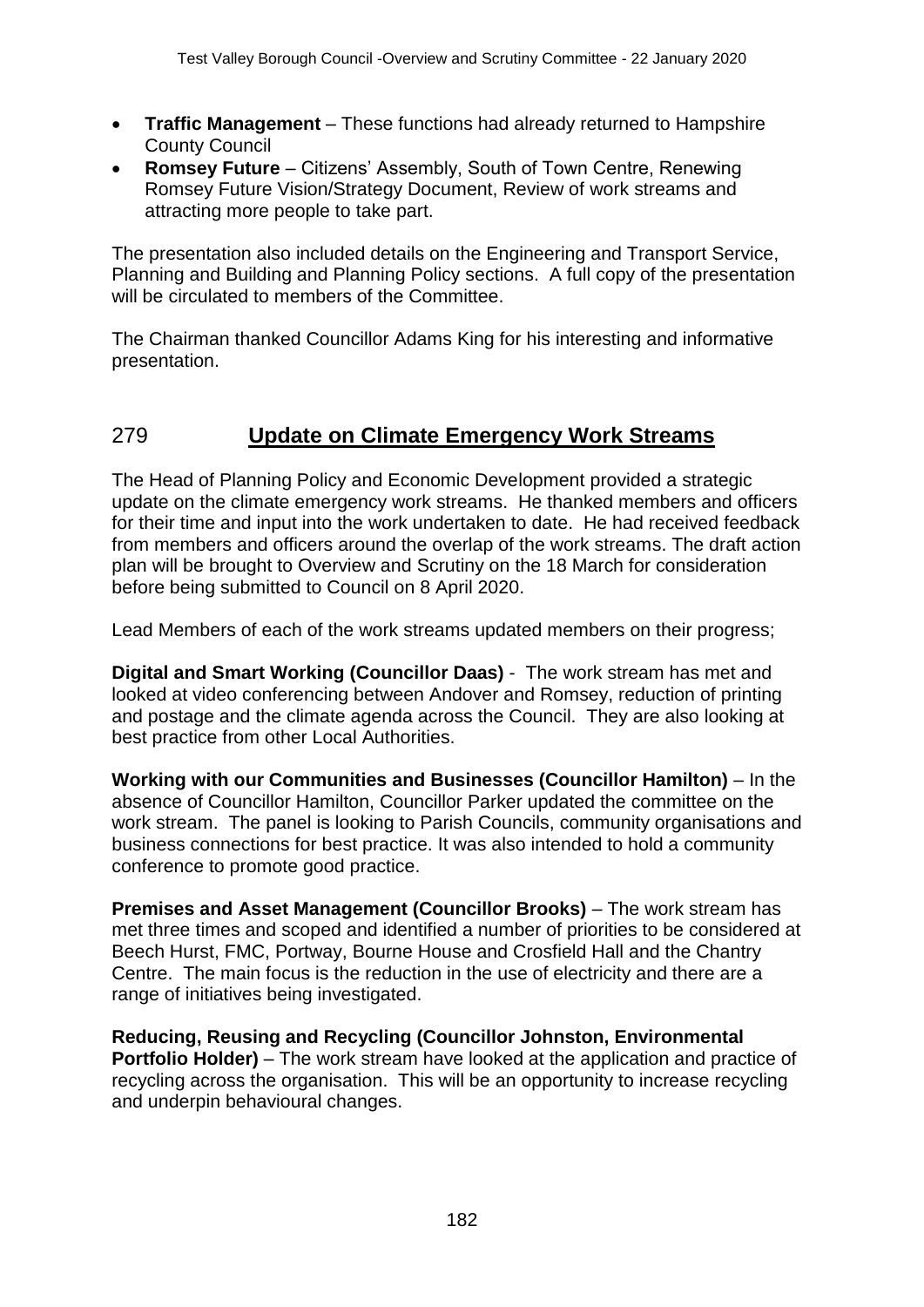- **Traffic Management** – These functions had already returned to Hampshire County Council
- **Romsey Future** – Citizens' Assembly, South of Town Centre, Renewing Romsey Future Vision/Strategy Document, Review of work streams and attracting more people to take part.

The presentation also included details on the Engineering and Transport Service, Planning and Building and Planning Policy sections. A full copy of the presentation will be circulated to members of the Committee.

The Chairman thanked Councillor Adams King for his interesting and informative presentation.

## 279 Update on Climate Emergency Work Streams

The Head of Planning Policy and Economic Development provided a strategic update on the climate emergency work streams. He thanked members and officers for their time and input into the work undertaken to date. He had received feedback from members and officers around the overlap of the work streams. The draft action plan will be brought to Overview and Scrutiny on the 18 March for consideration before being submitted to Council on 8 April 2020.

Lead Members of each of the work streams updated members on their progress;

**Digital and Smart Working (Councillor Daas)** - The work stream has met and looked at video conferencing between Andover and Romsey, reduction of printing and postage and the climate agenda across the Council. They are also looking at best practice from other Local Authorities.

**Working with our Communities and Businesses (Councillor Hamilton)** – In the absence of Councillor Hamilton, Councillor Parker updated the committee on the work stream. The panel is looking to Parish Councils, community organisations and business connections for best practice. It was also intended to hold a community conference to promote good practice.

**Premises and Asset Management (Councillor Brooks)** – The work stream has met three times and scoped and identified a number of priorities to be considered at Beech Hurst, FMC, Portway, Bourne House and Crosfield Hall and the Chantry Centre. The main focus is the reduction in the use of electricity and there are a range of initiatives being investigated.

**Reducing, Reusing and Recycling (Councillor Johnston, Environmental Portfolio Holder)** – The work stream have looked at the application and practice of recycling across the organisation. This will be an opportunity to increase recycling and underpin behavioural changes.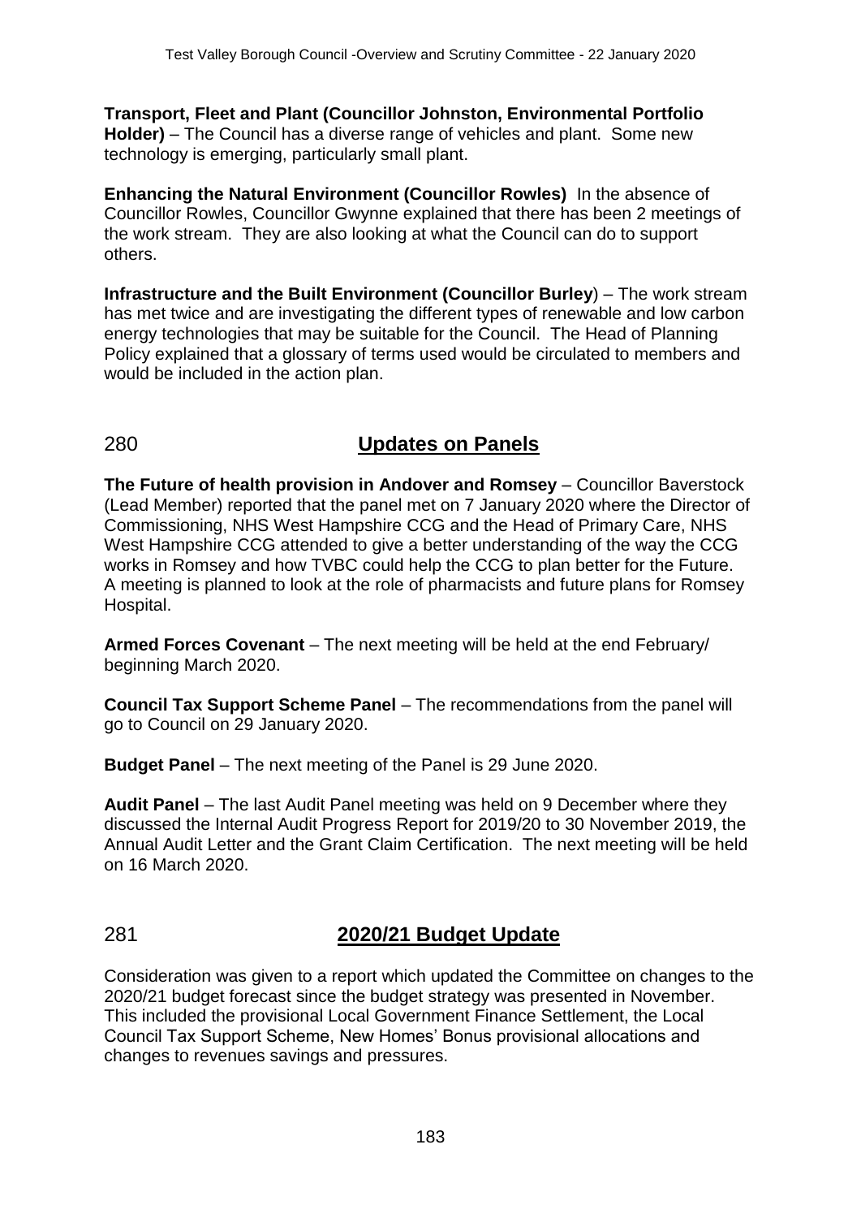**Transport, Fleet and Plant (Councillor Johnston, Environmental Portfolio Holder)** – The Council has a diverse range of vehicles and plant. Some new technology is emerging, particularly small plant.

**Enhancing the Natural Environment (Councillor Rowles)** In the absence of Councillor Rowles, Councillor Gwynne explained that there has been 2 meetings of the work stream. They are also looking at what the Council can do to support others.

**Infrastructure and the Built Environment (Councillor Burley**) – The work stream has met twice and are investigating the different types of renewable and low carbon energy technologies that may be suitable for the Council. The Head of Planning Policy explained that a glossary of terms used would be circulated to members and would be included in the action plan.

## 280 Updates on Panels

**The Future of health provision in Andover and Romsey** – Councillor Baverstock (Lead Member) reported that the panel met on 7 January 2020 where the Director of Commissioning, NHS West Hampshire CCG and the Head of Primary Care, NHS West Hampshire CCG attended to give a better understanding of the way the CCG works in Romsey and how TVBC could help the CCG to plan better for the Future. A meeting is planned to look at the role of pharmacists and future plans for Romsey Hospital.

**Armed Forces Covenant** – The next meeting will be held at the end February/ beginning March 2020.

**Council Tax Support Scheme Panel** – The recommendations from the panel will go to Council on 29 January 2020.

**Budget Panel** – The next meeting of the Panel is 29 June 2020.

**Audit Panel** – The last Audit Panel meeting was held on 9 December where they discussed the Internal Audit Progress Report for 2019/20 to 30 November 2019, the Annual Audit Letter and the Grant Claim Certification. The next meeting will be held on 16 March 2020.

## 281 2020/21 Budget Update

Consideration was given to a report which updated the Committee on changes to the 2020/21 budget forecast since the budget strategy was presented in November. This included the provisional Local Government Finance Settlement, the Local Council Tax Support Scheme, New Homes' Bonus provisional allocations and changes to revenues savings and pressures.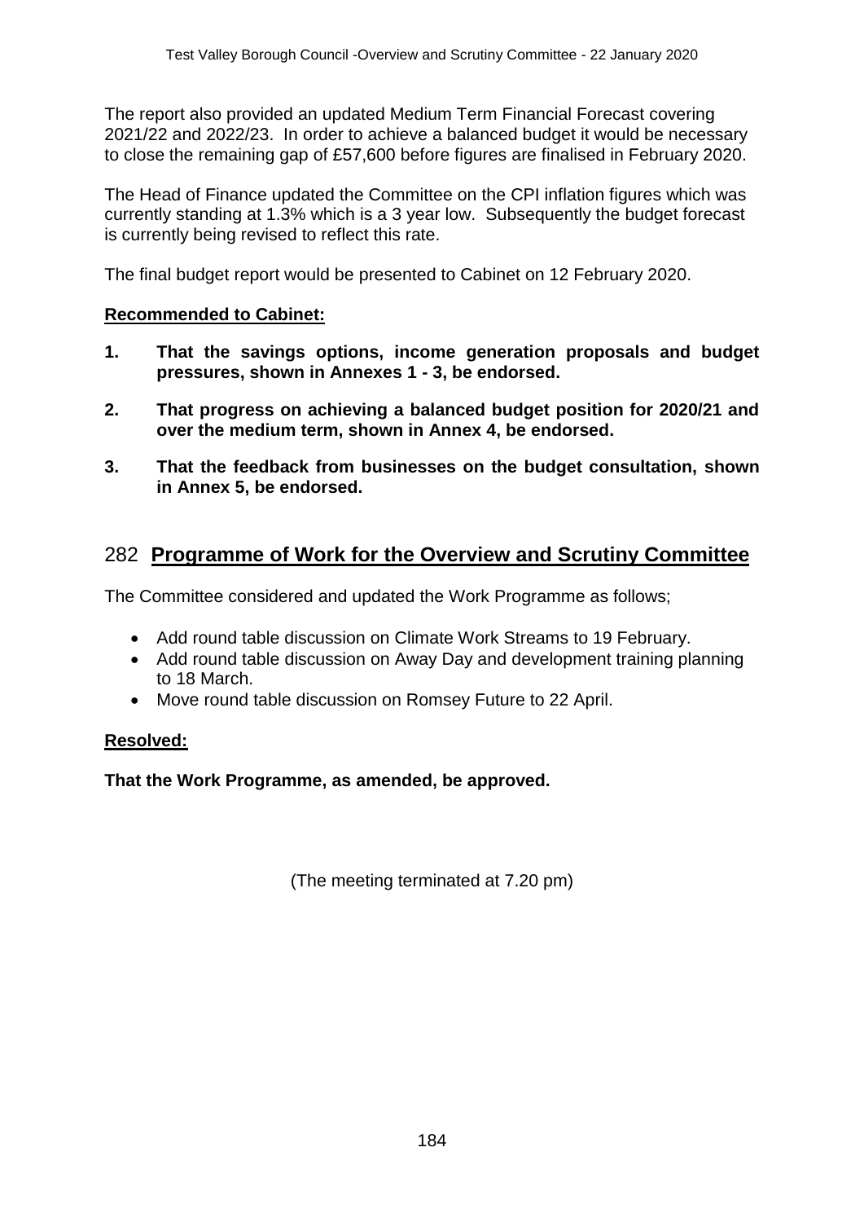The report also provided an updated Medium Term Financial Forecast covering 2021/22 and 2022/23. In order to achieve a balanced budget it would be necessary to close the remaining gap of £57,600 before figures are finalised in February 2020.

The Head of Finance updated the Committee on the CPI inflation figures which was currently standing at 1.3% which is a 3 year low. Subsequently the budget forecast is currently being revised to reflect this rate.

The final budget report would be presented to Cabinet on 12 February 2020.

**Recommended to Cabinet:**

1. **That the savings options, income generation proposals and budget pressures, shown in Annexes 1 - 3, be endorsed.**

2. **That progress on achieving a balanced budget position for 2020/21 and over the medium term, shown in Annex 4, be endorsed.**

3. **That the feedback from businesses on the budget consultation, shown in Annex 5, be endorsed.**

## 282 Programme of Work for the Overview and Scrutiny Committee

The Committee considered and updated the Work Programme as follows;

- Add round table discussion on Climate Work Streams to 19 February.
- Add round table discussion on Away Day and development training planning to 18 March.
- Move round table discussion on Romsey Future to 22 April.

**Resolved:**

**That the Work Programme, as amended, be approved.**

(The meeting terminated at 7.20 pm)